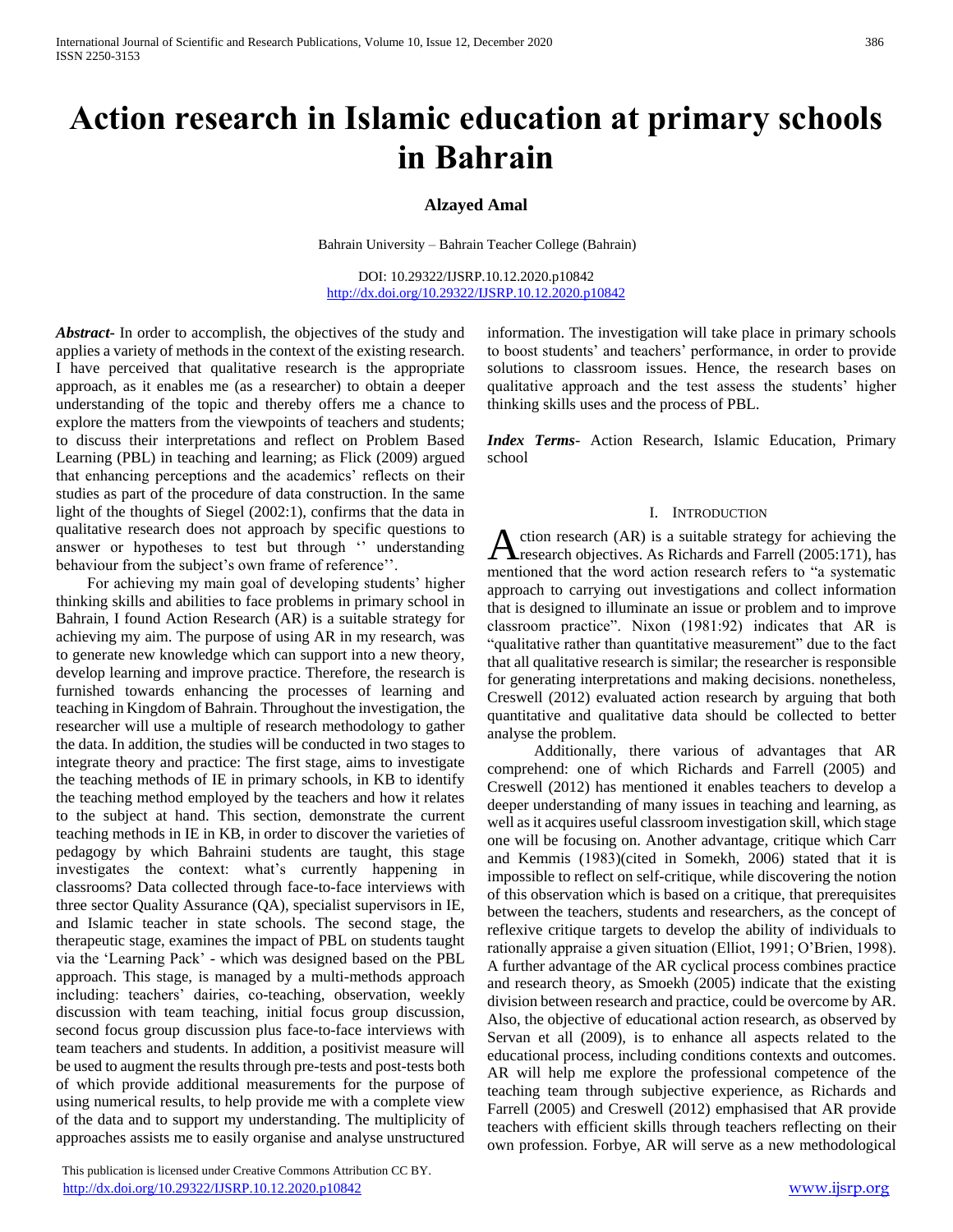# Action research in Islamic education at primary schools in Bahrain

**Alzayed Amal**

Bahrain University – Bahrain Teacher College (Bahrain)

DOI: 10.29322/IJSRP.10.12.2020.p10842
http://dx.doi.org/10.29322/IJSRP.10.12.2020.p10842

***Abstract***- In order to accomplish, the objectives of the study and applies a variety of methods in the context of the existing research. I have perceived that qualitative research is the appropriate approach, as it enables me (as a researcher) to obtain a deeper understanding of the topic and thereby offers me a chance to explore the matters from the viewpoints of teachers and students; to discuss their interpretations and reflect on Problem Based Learning (PBL) in teaching and learning; as Flick (2009) argued that enhancing perceptions and the academics' reflects on their studies as part of the procedure of data construction. In the same light of the thoughts of Siegel (2002:1), confirms that the data in qualitative research does not approach by specific questions to answer or hypotheses to test but through '' understanding behaviour from the subject's own frame of reference''.

For achieving my main goal of developing students' higher thinking skills and abilities to face problems in primary school in Bahrain, I found Action Research (AR) is a suitable strategy for achieving my aim. The purpose of using AR in my research, was to generate new knowledge which can support into a new theory, develop learning and improve practice. Therefore, the research is furnished towards enhancing the processes of learning and teaching in Kingdom of Bahrain. Throughout the investigation, the researcher will use a multiple of research methodology to gather the data. In addition, the studies will be conducted in two stages to integrate theory and practice: The first stage, aims to investigate the teaching methods of IE in primary schools, in KB to identify the teaching method employed by the teachers and how it relates to the subject at hand. This section, demonstrate the current teaching methods in IE in KB, in order to discover the varieties of pedagogy by which Bahraini students are taught, this stage investigates the context: what's currently happening in classrooms? Data collected through face-to-face interviews with three sector Quality Assurance (QA), specialist supervisors in IE, and Islamic teacher in state schools. The second stage, the therapeutic stage, examines the impact of PBL on students taught via the 'Learning Pack' - which was designed based on the PBL approach. This stage, is managed by a multi-methods approach including: teachers' dairies, co-teaching, observation, weekly discussion with team teaching, initial focus group discussion, second focus group discussion plus face-to-face interviews with team teachers and students. In addition, a positivist measure will be used to augment the results through pre-tests and post-tests both of which provide additional measurements for the purpose of using numerical results, to help provide me with a complete view of the data and to support my understanding. The multiplicity of approaches assists me to easily organise and analyse unstructured information. The investigation will take place in primary schools to boost students' and teachers' performance, in order to provide solutions to classroom issues. Hence, the research bases on qualitative approach and the test assess the students' higher thinking skills uses and the process of PBL.

***Index Terms***- Action Research, Islamic Education, Primary school

## I. Introduction

Action research (AR) is a suitable strategy for achieving the research objectives. As Richards and Farrell (2005:171), has mentioned that the word action research refers to "a systematic approach to carrying out investigations and collect information that is designed to illuminate an issue or problem and to improve classroom practice". Nixon (1981:92) indicates that AR is "qualitative rather than quantitative measurement" due to the fact that all qualitative research is similar; the researcher is responsible for generating interpretations and making decisions. nonetheless, Creswell (2012) evaluated action research by arguing that both quantitative and qualitative data should be collected to better analyse the problem.

Additionally, there various of advantages that AR comprehend: one of which Richards and Farrell (2005) and Creswell (2012) has mentioned it enables teachers to develop a deeper understanding of many issues in teaching and learning, as well as it acquires useful classroom investigation skill, which stage one will be focusing on. Another advantage, critique which Carr and Kemmis (1983)(cited in Somekh, 2006) stated that it is impossible to reflect on self-critique, while discovering the notion of this observation which is based on a critique, that prerequisites between the teachers, students and researchers, as the concept of reflexive critique targets to develop the ability of individuals to rationally appraise a given situation (Elliot, 1991; O'Brien, 1998). A further advantage of the AR cyclical process combines practice and research theory, as Smoekh (2005) indicate that the existing division between research and practice, could be overcome by AR. Also, the objective of educational action research, as observed by Servan et all (2009), is to enhance all aspects related to the educational process, including conditions contexts and outcomes. AR will help me explore the professional competence of the teaching team through subjective experience, as Richards and Farrell (2005) and Creswell (2012) emphasised that AR provide teachers with efficient skills through teachers reflecting on their own profession. Forbye, AR will serve as a new methodological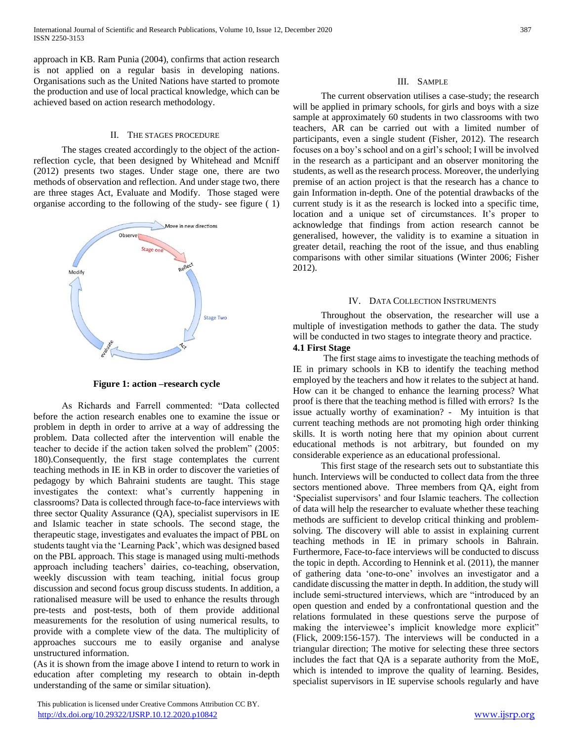approach in KB. Ram Punia (2004), confirms that action research is not applied on a regular basis in developing nations. Organisations such as the United Nations have started to promote the production and use of local practical knowledge, which can be achieved based on action research methodology.

## II. The Stages Procedure

The stages created accordingly to the object of the action-reflection cycle, that been designed by Whitehead and Mcniff (2012) presents two stages. Under stage one, there are two methods of observation and reflection. And under stage two, there are three stages Act, Evaluate and Modify. Those staged were organise according to the following of the study- see figure ( 1)

**Figure 1: action –research cycle**

As Richards and Farrell commented: "Data collected before the action research enables one to examine the issue or problem in depth in order to arrive at a way of addressing the problem. Data collected after the intervention will enable the teacher to decide if the action taken solved the problem" (2005: 180).Consequently, the first stage contemplates the current teaching methods in IE in KB in order to discover the varieties of pedagogy by which Bahraini students are taught. This stage investigates the context: what's currently happening in classrooms? Data is collected through face-to-face interviews with three sector Quality Assurance (QA), specialist supervisors in IE and Islamic teacher in state schools. The second stage, the therapeutic stage, investigates and evaluates the impact of PBL on students taught via the 'Learning Pack', which was designed based on the PBL approach. This stage is managed using multi-methods approach including teachers' dairies, co-teaching, observation, weekly discussion with team teaching, initial focus group discussion and second focus group discuss students. In addition, a rationalised measure will be used to enhance the results through pre-tests and post-tests, both of them provide additional measurements for the resolution of using numerical results, to provide with a complete view of the data. The multiplicity of approaches succours me to easily organise and analyse unstructured information.

(As it is shown from the image above I intend to return to work in education after completing my research to obtain in-depth understanding of the same or similar situation).

## III. Sample

The current observation utilises a case-study; the research will be applied in primary schools, for girls and boys with a size sample at approximately 60 students in two classrooms with two teachers, AR can be carried out with a limited number of participants, even a single student (Fisher, 2012). The research focuses on a boy's school and on a girl's school; I will be involved in the research as a participant and an observer monitoring the students, as well as the research process. Moreover, the underlying premise of an action project is that the research has a chance to gain Information in-depth. One of the potential drawbacks of the current study is it as the research is locked into a specific time, location and a unique set of circumstances. It's proper to acknowledge that findings from action research cannot be generalised, however, the validity is to examine a situation in greater detail, reaching the root of the issue, and thus enabling comparisons with other similar situations (Winter 2006; Fisher 2012).

## IV. Data Collection Instruments

Throughout the observation, the researcher will use a multiple of investigation methods to gather the data. The study will be conducted in two stages to integrate theory and practice.

### 4.1 First Stage

The first stage aims to investigate the teaching methods of IE in primary schools in KB to identify the teaching method employed by the teachers and how it relates to the subject at hand. How can it be changed to enhance the learning process? What proof is there that the teaching method is filled with errors? Is the issue actually worthy of examination? - My intuition is that current teaching methods are not promoting high order thinking skills. It is worth noting here that my opinion about current educational methods is not arbitrary, but founded on my considerable experience as an educational professional.

This first stage of the research sets out to substantiate this hunch. Interviews will be conducted to collect data from the three sectors mentioned above. Three members from QA, eight from 'Specialist supervisors' and four Islamic teachers. The collection of data will help the researcher to evaluate whether these teaching methods are sufficient to develop critical thinking and problem-solving. The discovery will able to assist in explaining current teaching methods in IE in primary schools in Bahrain. Furthermore, Face-to-face interviews will be conducted to discuss the topic in depth. According to Hennink et al. (2011), the manner of gathering data 'one-to-one' involves an investigator and a candidate discussing the matter in depth. In addition, the study will include semi-structured interviews, which are "introduced by an open question and ended by a confrontational question and the relations formulated in these questions serve the purpose of making the interviewee's implicit knowledge more explicit" (Flick, 2009:156-157). The interviews will be conducted in a triangular direction; The motive for selecting these three sectors includes the fact that QA is a separate authority from the MoE, which is intended to improve the quality of learning. Besides, specialist supervisors in IE supervise schools regularly and have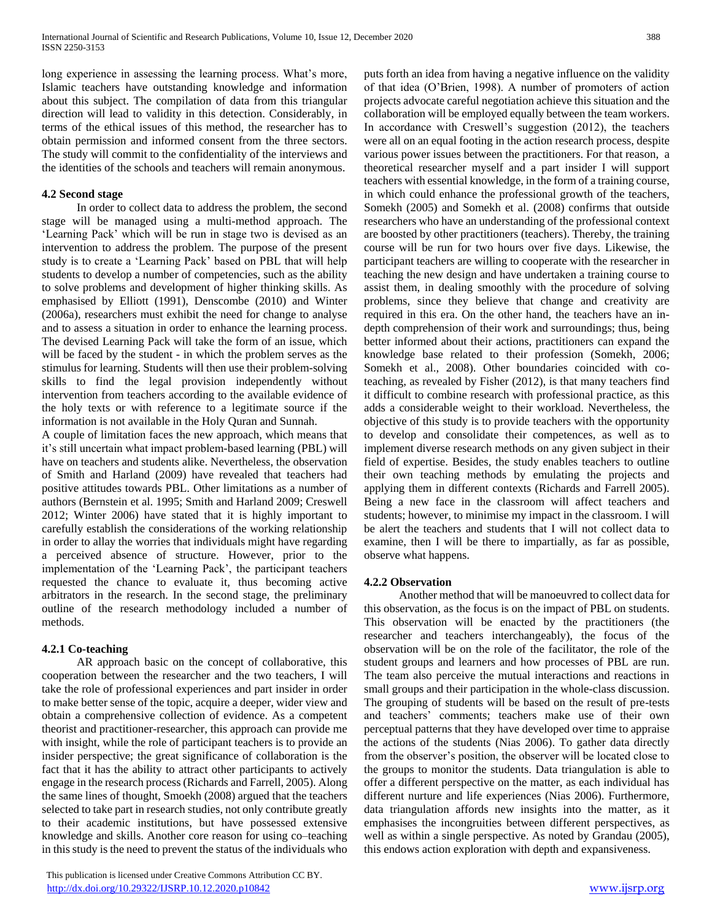long experience in assessing the learning process. What's more, Islamic teachers have outstanding knowledge and information about this subject. The compilation of data from this triangular direction will lead to validity in this detection. Considerably, in terms of the ethical issues of this method, the researcher has to obtain permission and informed consent from the three sectors. The study will commit to the confidentiality of the interviews and the identities of the schools and teachers will remain anonymous.

### 4.2 Second stage

In order to collect data to address the problem, the second stage will be managed using a multi-method approach. The 'Learning Pack' which will be run in stage two is devised as an intervention to address the problem. The purpose of the present study is to create a 'Learning Pack' based on PBL that will help students to develop a number of competencies, such as the ability to solve problems and development of higher thinking skills. As emphasised by Elliott (1991), Denscombe (2010) and Winter (2006a), researchers must exhibit the need for change to analyse and to assess a situation in order to enhance the learning process. The devised Learning Pack will take the form of an issue, which will be faced by the student - in which the problem serves as the stimulus for learning. Students will then use their problem-solving skills to find the legal provision independently without intervention from teachers according to the available evidence of the holy texts or with reference to a legitimate source if the information is not available in the Holy Quran and Sunnah.

A couple of limitation faces the new approach, which means that it's still uncertain what impact problem-based learning (PBL) will have on teachers and students alike. Nevertheless, the observation of Smith and Harland (2009) have revealed that teachers had positive attitudes towards PBL. Other limitations as a number of authors (Bernstein et al. 1995; Smith and Harland 2009; Creswell 2012; Winter 2006) have stated that it is highly important to carefully establish the considerations of the working relationship in order to allay the worries that individuals might have regarding a perceived absence of structure. However, prior to the implementation of the 'Learning Pack', the participant teachers requested the chance to evaluate it, thus becoming active arbitrators in the research. In the second stage, the preliminary outline of the research methodology included a number of methods.

### 4.2.1 Co-teaching

AR approach basic on the concept of collaborative, this cooperation between the researcher and the two teachers, I will take the role of professional experiences and part insider in order to make better sense of the topic, acquire a deeper, wider view and obtain a comprehensive collection of evidence. As a competent theorist and practitioner-researcher, this approach can provide me with insight, while the role of participant teachers is to provide an insider perspective; the great significance of collaboration is the fact that it has the ability to attract other participants to actively engage in the research process (Richards and Farrell, 2005). Along the same lines of thought, Smoekh (2008) argued that the teachers selected to take part in research studies, not only contribute greatly to their academic institutions, but have possessed extensive knowledge and skills. Another core reason for using co–teaching in this study is the need to prevent the status of the individuals who puts forth an idea from having a negative influence on the validity of that idea (O'Brien, 1998). A number of promoters of action projects advocate careful negotiation achieve this situation and the collaboration will be employed equally between the team workers. In accordance with Creswell's suggestion (2012), the teachers were all on an equal footing in the action research process, despite various power issues between the practitioners. For that reason, a theoretical researcher myself and a part insider I will support teachers with essential knowledge, in the form of a training course, in which could enhance the professional growth of the teachers, Somekh (2005) and Somekh et al. (2008) confirms that outside researchers who have an understanding of the professional context are boosted by other practitioners (teachers). Thereby, the training course will be run for two hours over five days. Likewise, the participant teachers are willing to cooperate with the researcher in teaching the new design and have undertaken a training course to assist them, in dealing smoothly with the procedure of solving problems, since they believe that change and creativity are required in this era. On the other hand, the teachers have an in-depth comprehension of their work and surroundings; thus, being better informed about their actions, practitioners can expand the knowledge base related to their profession (Somekh, 2006; Somekh et al., 2008). Other boundaries coincided with co-teaching, as revealed by Fisher (2012), is that many teachers find it difficult to combine research with professional practice, as this adds a considerable weight to their workload. Nevertheless, the objective of this study is to provide teachers with the opportunity to develop and consolidate their competences, as well as to implement diverse research methods on any given subject in their field of expertise. Besides, the study enables teachers to outline their own teaching methods by emulating the projects and applying them in different contexts (Richards and Farrell 2005). Being a new face in the classroom will affect teachers and students; however, to minimise my impact in the classroom. I will be alert the teachers and students that I will not collect data to examine, then I will be there to impartially, as far as possible, observe what happens.

### 4.2.2 Observation

Another method that will be manoeuvred to collect data for this observation, as the focus is on the impact of PBL on students. This observation will be enacted by the practitioners (the researcher and teachers interchangeably), the focus of the observation will be on the role of the facilitator, the role of the student groups and learners and how processes of PBL are run. The team also perceive the mutual interactions and reactions in small groups and their participation in the whole-class discussion. The grouping of students will be based on the result of pre-tests and teachers' comments; teachers make use of their own perceptual patterns that they have developed over time to appraise the actions of the students (Nias 2006). To gather data directly from the observer's position, the observer will be located close to the groups to monitor the students. Data triangulation is able to offer a different perspective on the matter, as each individual has different nurture and life experiences (Nias 2006). Furthermore, data triangulation affords new insights into the matter, as it emphasises the incongruities between different perspectives, as well as within a single perspective. As noted by Grandau (2005), this endows action exploration with depth and expansiveness.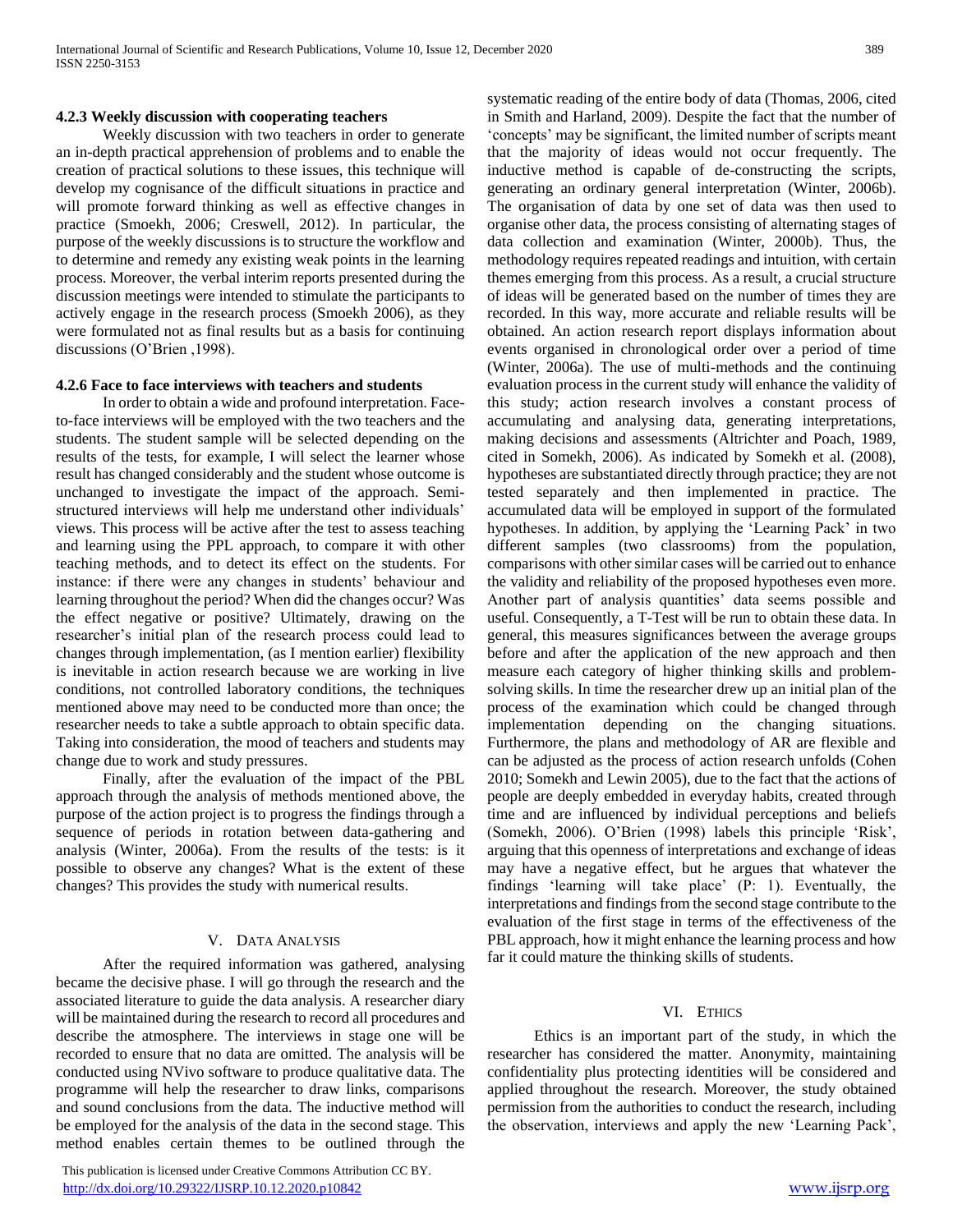#### 4.2.3 Weekly discussion with cooperating teachers

Weekly discussion with two teachers in order to generate an in-depth practical apprehension of problems and to enable the creation of practical solutions to these issues, this technique will develop my cognisance of the difficult situations in practice and will promote forward thinking as well as effective changes in practice (Smoekh, 2006; Creswell, 2012). In particular, the purpose of the weekly discussions is to structure the workflow and to determine and remedy any existing weak points in the learning process. Moreover, the verbal interim reports presented during the discussion meetings were intended to stimulate the participants to actively engage in the research process (Smoekh 2006), as they were formulated not as final results but as a basis for continuing discussions (O'Brien ,1998).

#### 4.2.6 Face to face interviews with teachers and students

In order to obtain a wide and profound interpretation. Face-to-face interviews will be employed with the two teachers and the students. The student sample will be selected depending on the results of the tests, for example, I will select the learner whose result has changed considerably and the student whose outcome is unchanged to investigate the impact of the approach. Semi-structured interviews will help me understand other individuals' views. This process will be active after the test to assess teaching and learning using the PPL approach, to compare it with other teaching methods, and to detect its effect on the students. For instance: if there were any changes in students' behaviour and learning throughout the period? When did the changes occur? Was the effect negative or positive? Ultimately, drawing on the researcher's initial plan of the research process could lead to changes through implementation, (as I mention earlier) flexibility is inevitable in action research because we are working in live conditions, not controlled laboratory conditions, the techniques mentioned above may need to be conducted more than once; the researcher needs to take a subtle approach to obtain specific data. Taking into consideration, the mood of teachers and students may change due to work and study pressures.

Finally, after the evaluation of the impact of the PBL approach through the analysis of methods mentioned above, the purpose of the action project is to progress the findings through a sequence of periods in rotation between data-gathering and analysis (Winter, 2006a). From the results of the tests: is it possible to observe any changes? What is the extent of these changes? This provides the study with numerical results.

## V. Data Analysis

After the required information was gathered, analysing became the decisive phase. I will go through the research and the associated literature to guide the data analysis. A researcher diary will be maintained during the research to record all procedures and describe the atmosphere. The interviews in stage one will be recorded to ensure that no data are omitted. The analysis will be conducted using NVivo software to produce qualitative data. The programme will help the researcher to draw links, comparisons and sound conclusions from the data. The inductive method will be employed for the analysis of the data in the second stage. This method enables certain themes to be outlined through the systematic reading of the entire body of data (Thomas, 2006, cited in Smith and Harland, 2009). Despite the fact that the number of 'concepts' may be significant, the limited number of scripts meant that the majority of ideas would not occur frequently. The inductive method is capable of de-constructing the scripts, generating an ordinary general interpretation (Winter, 2006b). The organisation of data by one set of data was then used to organise other data, the process consisting of alternating stages of data collection and examination (Winter, 2000b). Thus, the methodology requires repeated readings and intuition, with certain themes emerging from this process. As a result, a crucial structure of ideas will be generated based on the number of times they are recorded. In this way, more accurate and reliable results will be obtained. An action research report displays information about events organised in chronological order over a period of time (Winter, 2006a). The use of multi-methods and the continuing evaluation process in the current study will enhance the validity of this study; action research involves a constant process of accumulating and analysing data, generating interpretations, making decisions and assessments (Altrichter and Poach, 1989, cited in Somekh, 2006). As indicated by Somekh et al. (2008), hypotheses are substantiated directly through practice; they are not tested separately and then implemented in practice. The accumulated data will be employed in support of the formulated hypotheses. In addition, by applying the 'Learning Pack' in two different samples (two classrooms) from the population, comparisons with other similar cases will be carried out to enhance the validity and reliability of the proposed hypotheses even more. Another part of analysis quantities' data seems possible and useful. Consequently, a T-Test will be run to obtain these data. In general, this measures significances between the average groups before and after the application of the new approach and then measure each category of higher thinking skills and problem-solving skills. In time the researcher drew up an initial plan of the process of the examination which could be changed through implementation depending on the changing situations. Furthermore, the plans and methodology of AR are flexible and can be adjusted as the process of action research unfolds (Cohen 2010; Somekh and Lewin 2005), due to the fact that the actions of people are deeply embedded in everyday habits, created through time and are influenced by individual perceptions and beliefs (Somekh, 2006). O'Brien (1998) labels this principle 'Risk', arguing that this openness of interpretations and exchange of ideas may have a negative effect, but he argues that whatever the findings 'learning will take place' (P: 1). Eventually, the interpretations and findings from the second stage contribute to the evaluation of the first stage in terms of the effectiveness of the PBL approach, how it might enhance the learning process and how far it could mature the thinking skills of students.

## VI. Ethics

Ethics is an important part of the study, in which the researcher has considered the matter. Anonymity, maintaining confidentiality plus protecting identities will be considered and applied throughout the research. Moreover, the study obtained permission from the authorities to conduct the research, including the observation, interviews and apply the new 'Learning Pack',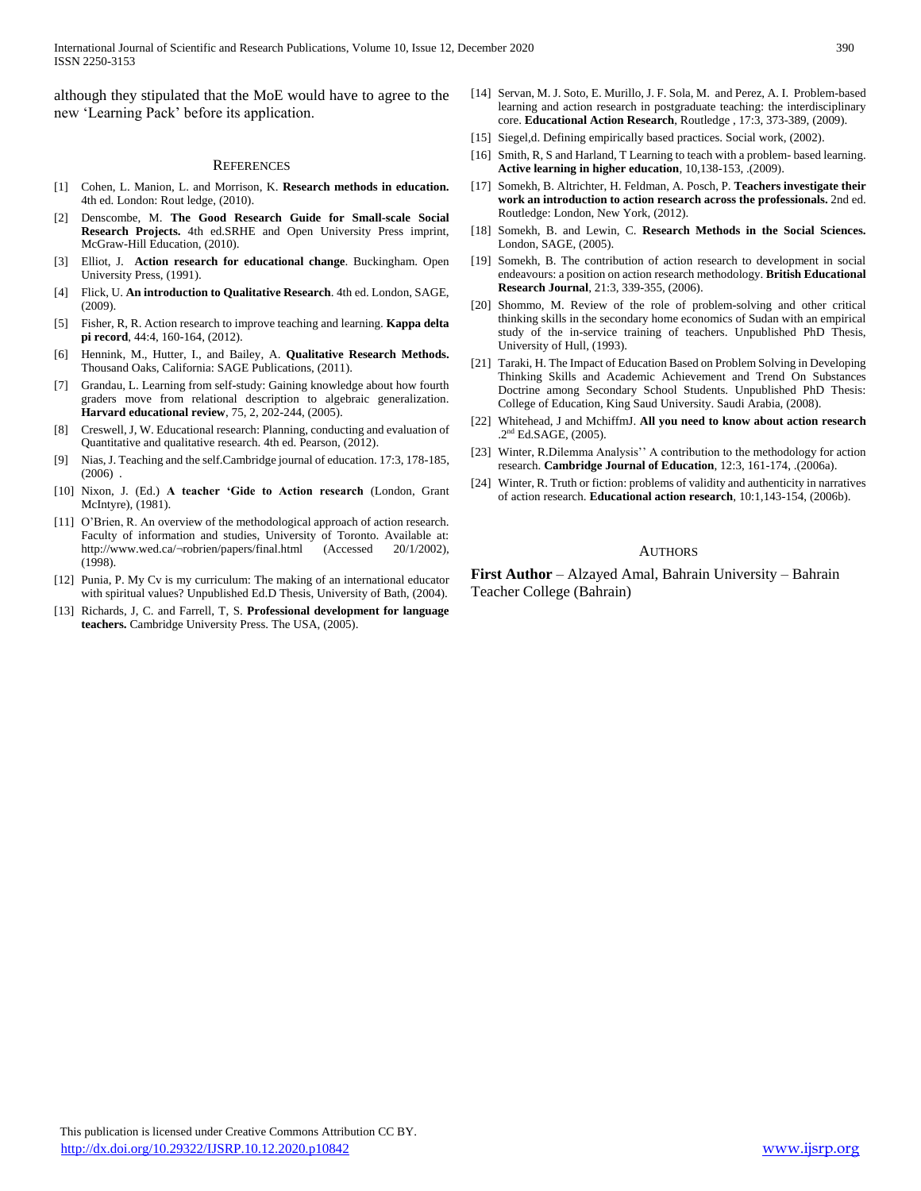although they stipulated that the MoE would have to agree to the new 'Learning Pack' before its application.

## References

[1] Cohen, L. Manion, L. and Morrison, K. **Research methods in education.** 4th ed. London: Rout ledge, (2010).

[2] Denscombe, M. **The Good Research Guide for Small-scale Social Research Projects.** 4th ed.SRHE and Open University Press imprint, McGraw-Hill Education, (2010).

[3] Elliot, J. **Action research for educational change**. Buckingham. Open University Press, (1991).

[4] Flick, U. **An introduction to Qualitative Research**. 4th ed. London, SAGE, (2009).

[5] Fisher, R, R. Action research to improve teaching and learning. **Kappa delta pi record**, 44:4, 160-164, (2012).

[6] Hennink, M., Hutter, I., and Bailey, A. **Qualitative Research Methods.** Thousand Oaks, California: SAGE Publications, (2011).

[7] Grandau, L. Learning from self-study: Gaining knowledge about how fourth graders move from relational description to algebraic generalization. **Harvard educational review**, 75, 2, 202-244, (2005).

[8] Creswell, J, W. Educational research: Planning, conducting and evaluation of Quantitative and qualitative research. 4th ed. Pearson, (2012).

[9] Nias, J. Teaching and the self.Cambridge journal of education. 17:3, 178-185, (2006) .

[10] Nixon, J. (Ed.) **A teacher 'Gide to Action research** (London, Grant McIntyre), (1981).

[11] O'Brien, R. An overview of the methodological approach of action research. Faculty of information and studies, University of Toronto. Available at: http://www.wed.ca/¬robrien/papers/final.html (Accessed 20/1/2002), (1998).

[12] Punia, P. My Cv is my curriculum: The making of an international educator with spiritual values? Unpublished Ed.D Thesis, University of Bath, (2004).

[13] Richards, J, C. and Farrell, T, S. **Professional development for language teachers.** Cambridge University Press. The USA, (2005).

[14] Servan, M. J. Soto, E. Murillo, J. F. Sola, M. and Perez, A. I. Problem-based learning and action research in postgraduate teaching: the interdisciplinary core. **Educational Action Research**, Routledge , 17:3, 373-389, (2009).

[15] Siegel,d. Defining empirically based practices. Social work, (2002).

[16] Smith, R, S and Harland, T Learning to teach with a problem- based learning. **Active learning in higher education**, 10,138-153, .(2009).

[17] Somekh, B. Altrichter, H. Feldman, A. Posch, P. **Teachers investigate their work an introduction to action research across the professionals.** 2nd ed. Routledge: London, New York, (2012).

[18] Somekh, B. and Lewin, C. **Research Methods in the Social Sciences.** London, SAGE, (2005).

[19] Somekh, B. The contribution of action research to development in social endeavours: a position on action research methodology. **British Educational Research Journal**, 21:3, 339-355, (2006).

[20] Shommo, M. Review of the role of problem-solving and other critical thinking skills in the secondary home economics of Sudan with an empirical study of the in-service training of teachers. Unpublished PhD Thesis, University of Hull, (1993).

[21] Taraki, H. The Impact of Education Based on Problem Solving in Developing Thinking Skills and Academic Achievement and Trend On Substances Doctrine among Secondary School Students. Unpublished PhD Thesis: College of Education, King Saud University. Saudi Arabia, (2008).

[22] Whitehead, J and MchiffmJ. **All you need to know about action research** .2nd Ed.SAGE, (2005).

[23] Winter, R.Dilemma Analysis'' A contribution to the methodology for action research. **Cambridge Journal of Education**, 12:3, 161-174, .(2006a).

[24] Winter, R. Truth or fiction: problems of validity and authenticity in narratives of action research. **Educational action research**, 10:1,143-154, (2006b).

## Authors

**First Author** – Alzayed Amal, Bahrain University – Bahrain Teacher College (Bahrain)